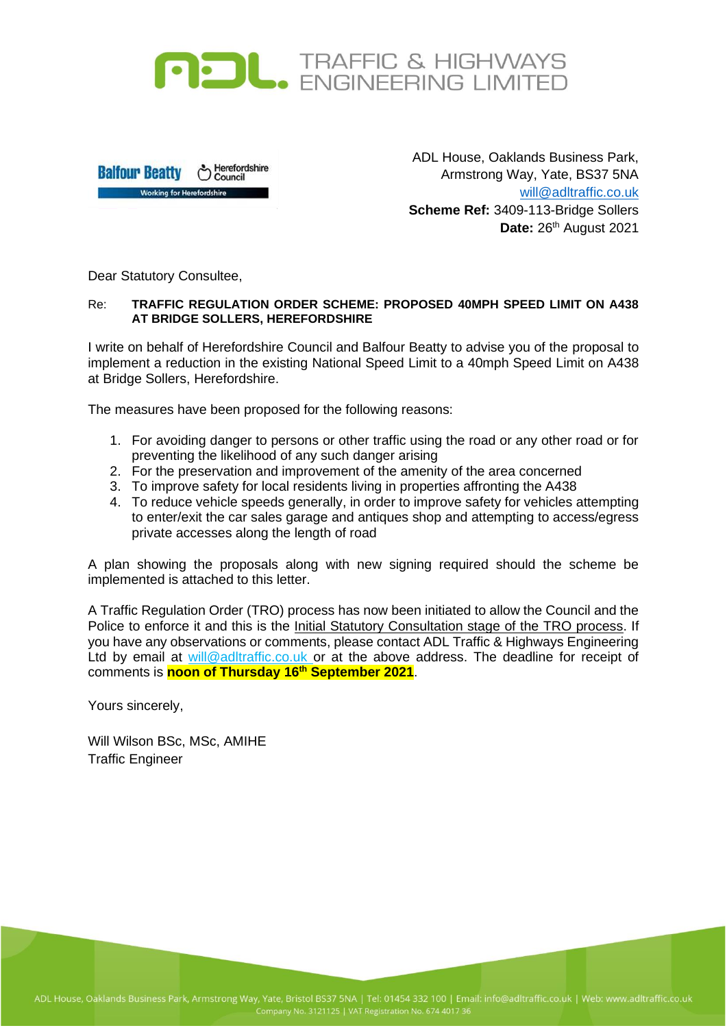# TRAFFIC & HIGHWAYS ENGINEERING LIMITED

Balfour Beatty | Herefordshire Council
Working for Herefordshire

ADL House, Oaklands Business Park,
Armstrong Way, Yate, BS37 5NA
will@adltraffic.co.uk
**Scheme Ref:** 3409-113-Bridge Sollers
**Date:** 26th August 2021

Dear Statutory Consultee,

Re: **TRAFFIC REGULATION ORDER SCHEME: PROPOSED 40MPH SPEED LIMIT ON A438 AT BRIDGE SOLLERS, HEREFORDSHIRE**

I write on behalf of Herefordshire Council and Balfour Beatty to advise you of the proposal to implement a reduction in the existing National Speed Limit to a 40mph Speed Limit on A438 at Bridge Sollers, Herefordshire.

The measures have been proposed for the following reasons:

1. For avoiding danger to persons or other traffic using the road or any other road or for preventing the likelihood of any such danger arising
2. For the preservation and improvement of the amenity of the area concerned
3. To improve safety for local residents living in properties affronting the A438
4. To reduce vehicle speeds generally, in order to improve safety for vehicles attempting to enter/exit the car sales garage and antiques shop and attempting to access/egress private accesses along the length of road

A plan showing the proposals along with new signing required should the scheme be implemented is attached to this letter.

A Traffic Regulation Order (TRO) process has now been initiated to allow the Council and the Police to enforce it and this is the Initial Statutory Consultation stage of the TRO process. If you have any observations or comments, please contact ADL Traffic & Highways Engineering Ltd by email at will@adltraffic.co.uk or at the above address. The deadline for receipt of comments is **noon of Thursday 16th September 2021**.

Yours sincerely,

Will Wilson BSc, MSc, AMIHE
Traffic Engineer

ADL House, Oaklands Business Park, Armstrong Way, Yate, Bristol BS37 5NA | Tel: 01454 332 100 | Email: info@adltraffic.co.uk | Web: www.adltraffic.co.uk
Company No. 3121125 | VAT Registration No. 674 4017 36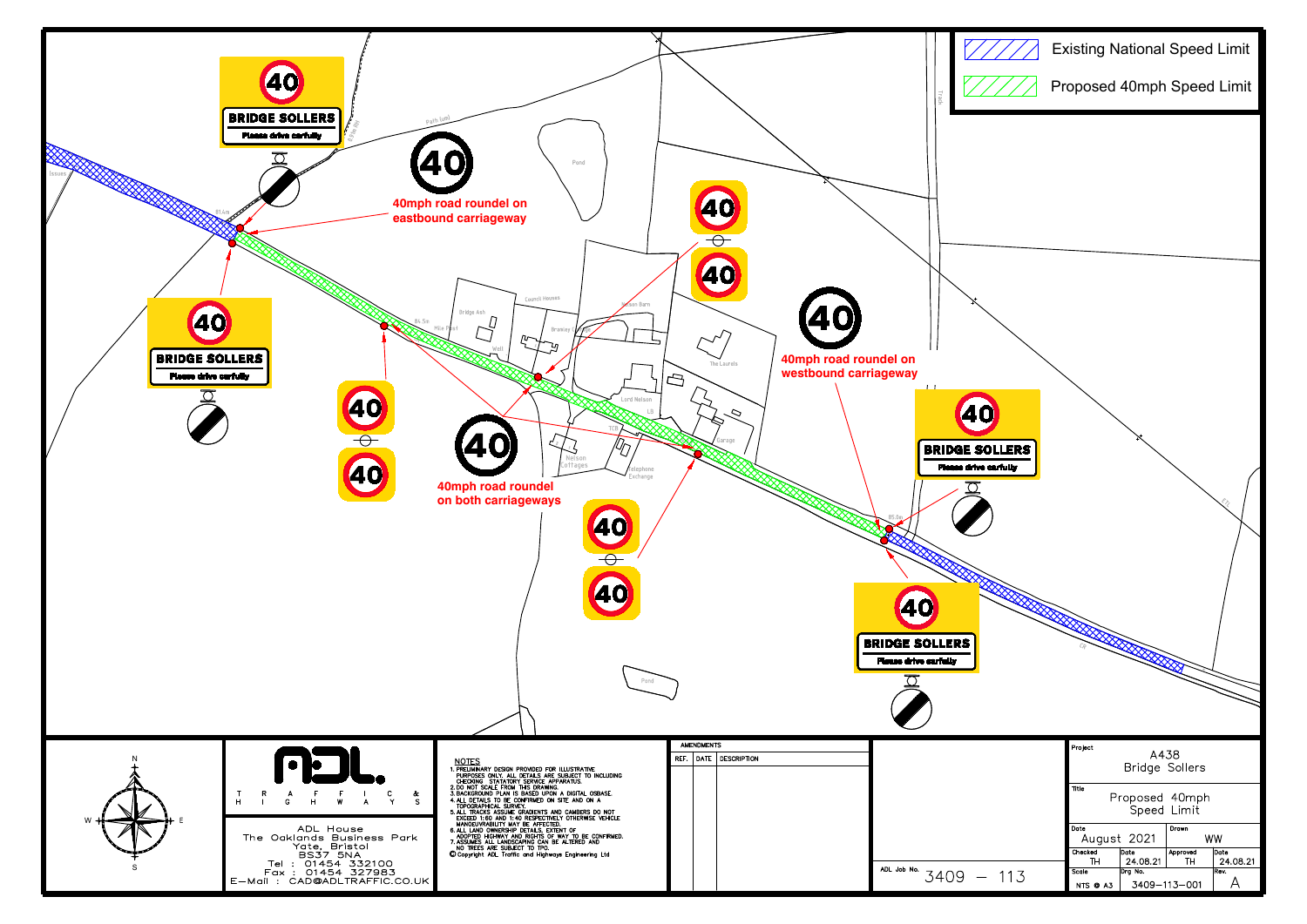Existing National Speed Limit

Proposed 40mph Speed Limit

40mph road roundel on eastbound carriageway

40mph road roundel on westbound carriageway

40mph road roundel on both carriageways

BRIDGE SOLLERS
Please drive carfully

NOTES
1. PRELIMINARY DESIGN PROVIDED FOR ILLUSTRATIVE PURPOSES ONLY. ALL DETAILS ARE SUBJECT TO INCLUDING CHECKING STATUTORY SERVICE APPARATUS.
2. DO NOT SCALE FROM THIS DRAWING.
3. BACKGROUND PLAN IS BASED UPON A DIGITAL OSBASE.
4. ALL DETAILS TO BE CONFIRMED ON SITE AND ON A TOPOGRAPHICAL SURVEY.
5. ALL TRACKS ASSUME GRADIENTS AND CAMBERS DO NOT EXCEED 1:60 AND 1:40 RESPECTIVELY OTHERWISE VEHICLE MANOEUVRABILITY MAY BE AFFECTED.
6. ALL LAND OWNERSHIP DETAILS, EXTENT OF ADOPTED HIGHWAY AND RIGHTS OF WAY TO BE CONFIRMED.
7. ASSUMES ALL LANDSCAPING CAN BE ALTERED AND NO TREES ARE SUBJECT TO TPO.

© Copyright ADL Traffic and Highways Engineering Ltd

AMENDMENTS

| REF. | DATE | DESCRIPTION |
| --- | --- | --- |

ADL TRAFFIC & HIGHWAYS

ADL House
The Oaklands Business Park
Yate, Bristol
BS37 5NA
Tel : 01454 332100
Fax : 01454 327983
E-Mail : CAD@ADLTRAFFIC.CO.UK

ADL Job No. 3409 – 113

Project: A438 Bridge Sollers

Title: Proposed 40mph Speed Limit

| Date | Drawn | | |
| --- | --- | --- | --- |
| August 2021 | WW | | |
| Checked | Date | Approved | Date |
| TH | 24.08.21 | TH | 24.08.21 |
| Scale | Drg No. | | Rev. |
| NTS @ A3 | 3409-113-001 | | A |